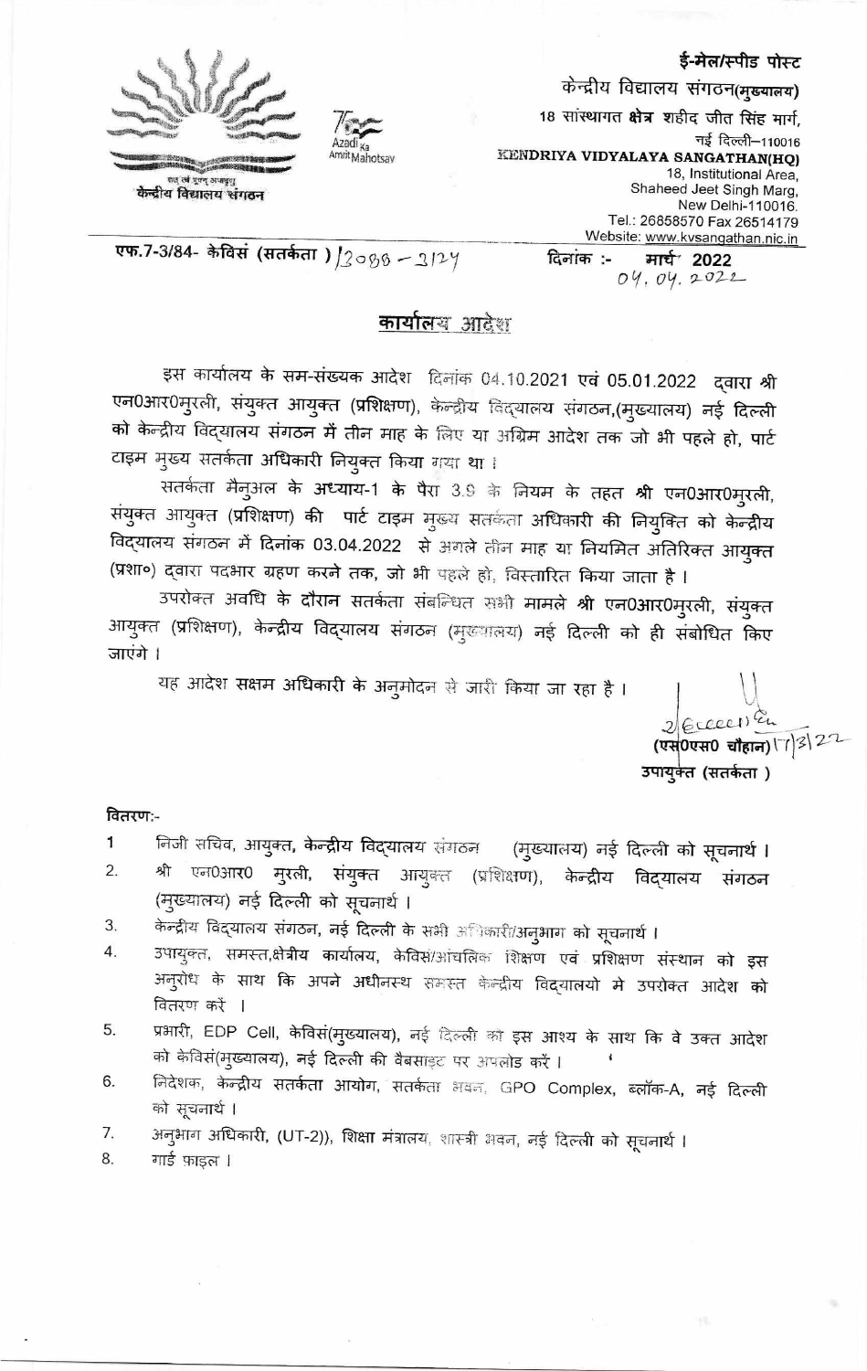ई-मेल/स्पीड पोस्ट

केन्द्रीय विद्यालय संगठन(मुख्यालय)
18 सांस्थागत क्षेत्र शहीद जीत सिंह मार्ग,
नई दिल्ली–110016

KENDRIYA VIDYALAYA SANGATHAN(HQ)
18, Institutional Area,
Shaheed Jeet Singh Marg,
New Delhi-110016.
Tel.: 26858570 Fax 26514179
Website: www.kvsangathan.nic.in

केन्द्रीय विद्यालय संगठन

Azadi Ka Amrit Mahotsav

एफ.7-3/84- केविसं (सतर्कता) /2080 – 2124 दिनांक :- मार्च 2022
04.04.2022

## कार्यालय आदेश

इस कार्यालय के सम-संख्यक आदेश दिनांक 04.10.2021 एवं 05.01.2022 द्वारा श्री एन0आर0मुरली, संयुक्त आयुक्त (प्रशिक्षण), केन्द्रीय विद्यालय संगठन,(मुख्यालय) नई दिल्ली को केन्द्रीय विद्यालय संगठन में तीन माह के लिए या अग्रिम आदेश तक जो भी पहले हो, पार्ट टाइम मुख्य सतर्कता अधिकारी नियुक्त किया गया था।

सतर्कता मैनुअल के अध्याय-1 के पैरा 3.9 के नियम के तहत श्री एन0आर0मुरली, संयुक्त आयुक्त (प्रशिक्षण) की पार्ट टाइम मुख्य सतर्कता अधिकारी की नियुक्ति को केन्द्रीय विद्यालय संगठन में दिनांक 03.04.2022 से अगले तीन माह या नियमित अतिरिक्त आयुक्त (प्रशा०) द्वारा पदभार ग्रहण करने तक, जो भी पहले हो, विस्तारित किया जाता है।

उपरोक्त अवधि के दौरान सतर्कता संबन्धित सभी मामले श्री एन0आर0मुरली, संयुक्त आयुक्त (प्रशिक्षण), केन्द्रीय विद्यालय संगठन (मुख्यालय) नई दिल्ली को ही संबोधित किए जाएंगे।

यह आदेश सक्षम अधिकारी के अनुमोदन से जारी किया जा रहा है।

(एस0एस0 चौहान) 17/3/22
उपायुक्त (सतर्कता)

वितरण:-

1. निजी सचिव, आयुक्त, केन्द्रीय विद्यालय संगठन (मुख्यालय) नई दिल्ली को सूचनार्थ।
2. श्री एन0आर0 मुरली, संयुक्त आयुक्त (प्रशिक्षण), केन्द्रीय विद्यालय संगठन (मुख्यालय) नई दिल्ली को सूचनार्थ।
3. केन्द्रीय विद्यालय संगठन, नई दिल्ली के सभी अधिकारी/अनुभाग को सूचनार्थ।
4. उपायुक्त, समस्त,क्षेत्रीय कार्यालय, केविसं/आंचलिक शिक्षण एवं प्रशिक्षण संस्थान को इस अनुरोध के साथ कि अपने अधीनस्थ समस्त केन्द्रीय विद्यालयो मे उपरोक्त आदेश को वितरण करें।
5. प्रभारी, EDP Cell, केविसं(मुख्यालय), नई दिल्ली को इस आशय के साथ कि वे उक्त आदेश को केविसं(मुख्यालय), नई दिल्ली की वैबसाइट पर अपलोड करें।
6. निदेशक, केन्द्रीय सतर्कता आयोग, सतर्कता भवन, GPO Complex, ब्लॉक-A, नई दिल्ली को सूचनार्थ।
7. अनुभाग अधिकारी, (UT-2)), शिक्षा मंत्रालय, शास्त्री भवन, नई दिल्ली को सूचनार्थ।
8. गार्ड फाइल।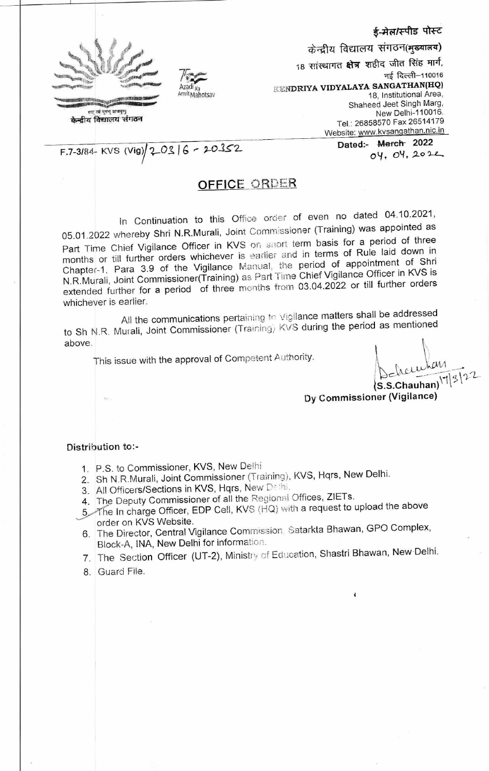ई-मेल/स्पीड पोस्ट

केन्द्रीय विद्यालय संगठन(मुख्यालय)
18 सांस्थागत क्षेत्र शहीद जीत सिंह मार्ग,
नई दिल्ली-110016

KENDRIYA VIDYALAYA SANGATHAN(HQ)
18, Institutional Area,
Shaheed Jeet Singh Marg,
New Delhi-110016.
Tel.: 26858570 Fax 26514179
Website: www.kvsangathan.nic.in

केन्द्रीय विद्यालय संगठन

Azadi Ka Amrit Mahotsav

F.7-3/84- KVS (Vig)/ 20316 - 20352

Dated:- ~~March~~ 2022
04. 04. 2022

## OFFICE ORDER

In Continuation to this Office order of even no dated 04.10.2021, 05.01.2022 whereby Shri N.R.Murali, Joint Commissioner (Training) was appointed as Part Time Chief Vigilance Officer in KVS on short term basis for a period of three months or till further orders whichever is earlier and in terms of Rule laid down in Chapter-1, Para 3.9 of the Vigilance Manual, the period of appointment of Shri N.R.Murali, Joint Commissioner(Training) as Part Time Chief Vigilance Officer in KVS is extended further for a period of three months from 03.04.2022 or till further orders whichever is earlier.

All the communications pertaining to Vigilance matters shall be addressed to Sh N.R. Murali, Joint Commissioner (Training) KVS during the period as mentioned above.

This issue with the approval of Competent Authority.

(S.S.Chauhan) 17/3/22
Dy Commissioner (Vigilance)

**Distribution to:-**

1. P.S. to Commissioner, KVS, New Delhi
2. Sh N.R.Murali, Joint Commissioner (Training), KVS, Hqrs, New Delhi.
3. All Officers/Sections in KVS, Hqrs, New Delhi.
4. The Deputy Commissioner of all the Regional Offices, ZIETs.
5. The In charge Officer, EDP Cell, KVS (HQ) with a request to upload the above order on KVS Website.
6. The Director, Central Vigilance Commission, Satarkta Bhawan, GPO Complex, Block-A, INA, New Delhi for information.
7. The Section Officer (UT-2), Ministry of Education, Shastri Bhawan, New Delhi.
8. Guard File.